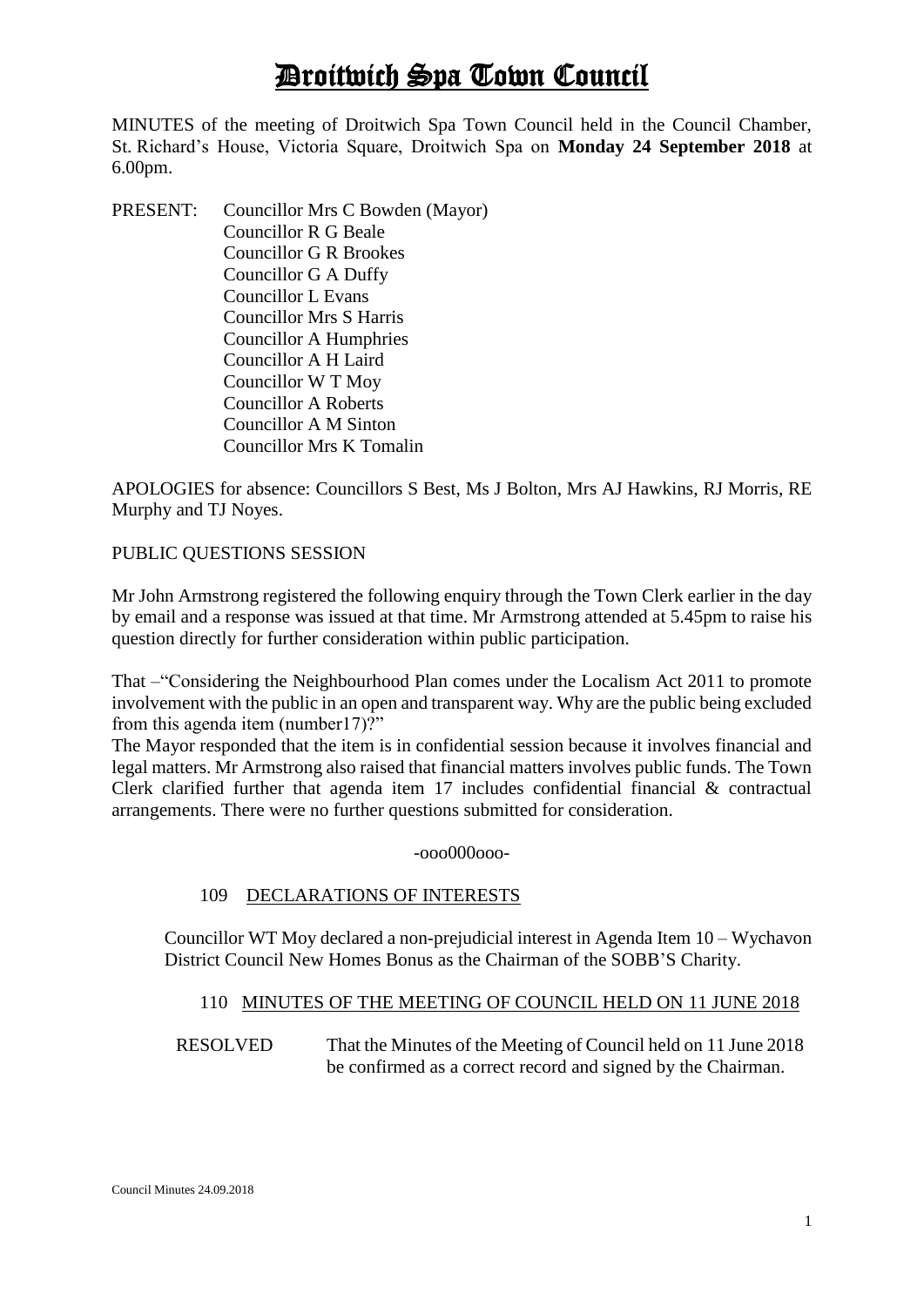# Droitwich Spa Town Council

MINUTES of the meeting of Droitwich Spa Town Council held in the Council Chamber, St. Richard's House, Victoria Square, Droitwich Spa on **Monday 24 September 2018** at 6.00pm.

PRESENT: Councillor Mrs C Bowden (Mayor)
Councillor R G Beale
Councillor G R Brookes
Councillor G A Duffy
Councillor L Evans
Councillor Mrs S Harris
Councillor A Humphries
Councillor A H Laird
Councillor W T Moy
Councillor A Roberts
Councillor A M Sinton
Councillor Mrs K Tomalin

APOLOGIES for absence: Councillors S Best, Ms J Bolton, Mrs AJ Hawkins, RJ Morris, RE Murphy and TJ Noyes.

PUBLIC QUESTIONS SESSION

Mr John Armstrong registered the following enquiry through the Town Clerk earlier in the day by email and a response was issued at that time. Mr Armstrong attended at 5.45pm to raise his question directly for further consideration within public participation.

That –"Considering the Neighbourhood Plan comes under the Localism Act 2011 to promote involvement with the public in an open and transparent way. Why are the public being excluded from this agenda item (number17)?"

The Mayor responded that the item is in confidential session because it involves financial and legal matters. Mr Armstrong also raised that financial matters involves public funds. The Town Clerk clarified further that agenda item 17 includes confidential financial & contractual arrangements. There were no further questions submitted for consideration.

-ooo000ooo-

## 109 DECLARATIONS OF INTERESTS

Councillor WT Moy declared a non-prejudicial interest in Agenda Item 10 – Wychavon District Council New Homes Bonus as the Chairman of the SOBB'S Charity.

## 110 MINUTES OF THE MEETING OF COUNCIL HELD ON 11 JUNE 2018

RESOLVED That the Minutes of the Meeting of Council held on 11 June 2018 be confirmed as a correct record and signed by the Chairman.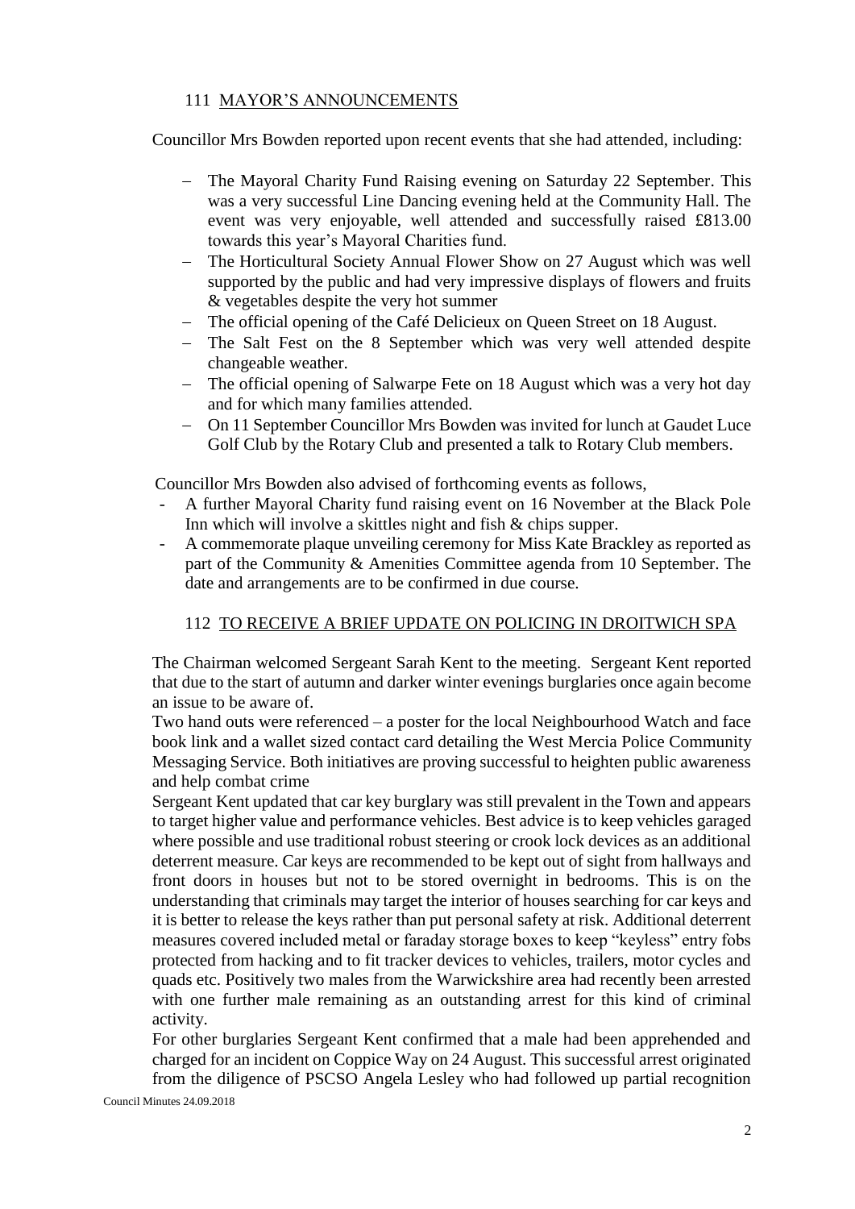## 111 MAYOR'S ANNOUNCEMENTS

Councillor Mrs Bowden reported upon recent events that she had attended, including:

- The Mayoral Charity Fund Raising evening on Saturday 22 September. This was a very successful Line Dancing evening held at the Community Hall. The event was very enjoyable, well attended and successfully raised £813.00 towards this year's Mayoral Charities fund.
- The Horticultural Society Annual Flower Show on 27 August which was well supported by the public and had very impressive displays of flowers and fruits & vegetables despite the very hot summer
- The official opening of the Café Delicieux on Queen Street on 18 August.
- The Salt Fest on the 8 September which was very well attended despite changeable weather.
- The official opening of Salwarpe Fete on 18 August which was a very hot day and for which many families attended.
- On 11 September Councillor Mrs Bowden was invited for lunch at Gaudet Luce Golf Club by the Rotary Club and presented a talk to Rotary Club members.

Councillor Mrs Bowden also advised of forthcoming events as follows,

- A further Mayoral Charity fund raising event on 16 November at the Black Pole Inn which will involve a skittles night and fish & chips supper.
- A commemorate plaque unveiling ceremony for Miss Kate Brackley as reported as part of the Community & Amenities Committee agenda from 10 September. The date and arrangements are to be confirmed in due course.

## 112 TO RECEIVE A BRIEF UPDATE ON POLICING IN DROITWICH SPA

The Chairman welcomed Sergeant Sarah Kent to the meeting. Sergeant Kent reported that due to the start of autumn and darker winter evenings burglaries once again become an issue to be aware of.

Two hand outs were referenced – a poster for the local Neighbourhood Watch and face book link and a wallet sized contact card detailing the West Mercia Police Community Messaging Service. Both initiatives are proving successful to heighten public awareness and help combat crime

Sergeant Kent updated that car key burglary was still prevalent in the Town and appears to target higher value and performance vehicles. Best advice is to keep vehicles garaged where possible and use traditional robust steering or crook lock devices as an additional deterrent measure. Car keys are recommended to be kept out of sight from hallways and front doors in houses but not to be stored overnight in bedrooms. This is on the understanding that criminals may target the interior of houses searching for car keys and it is better to release the keys rather than put personal safety at risk. Additional deterrent measures covered included metal or faraday storage boxes to keep "keyless" entry fobs protected from hacking and to fit tracker devices to vehicles, trailers, motor cycles and quads etc. Positively two males from the Warwickshire area had recently been arrested with one further male remaining as an outstanding arrest for this kind of criminal activity.

For other burglaries Sergeant Kent confirmed that a male had been apprehended and charged for an incident on Coppice Way on 24 August. This successful arrest originated from the diligence of PSCSO Angela Lesley who had followed up partial recognition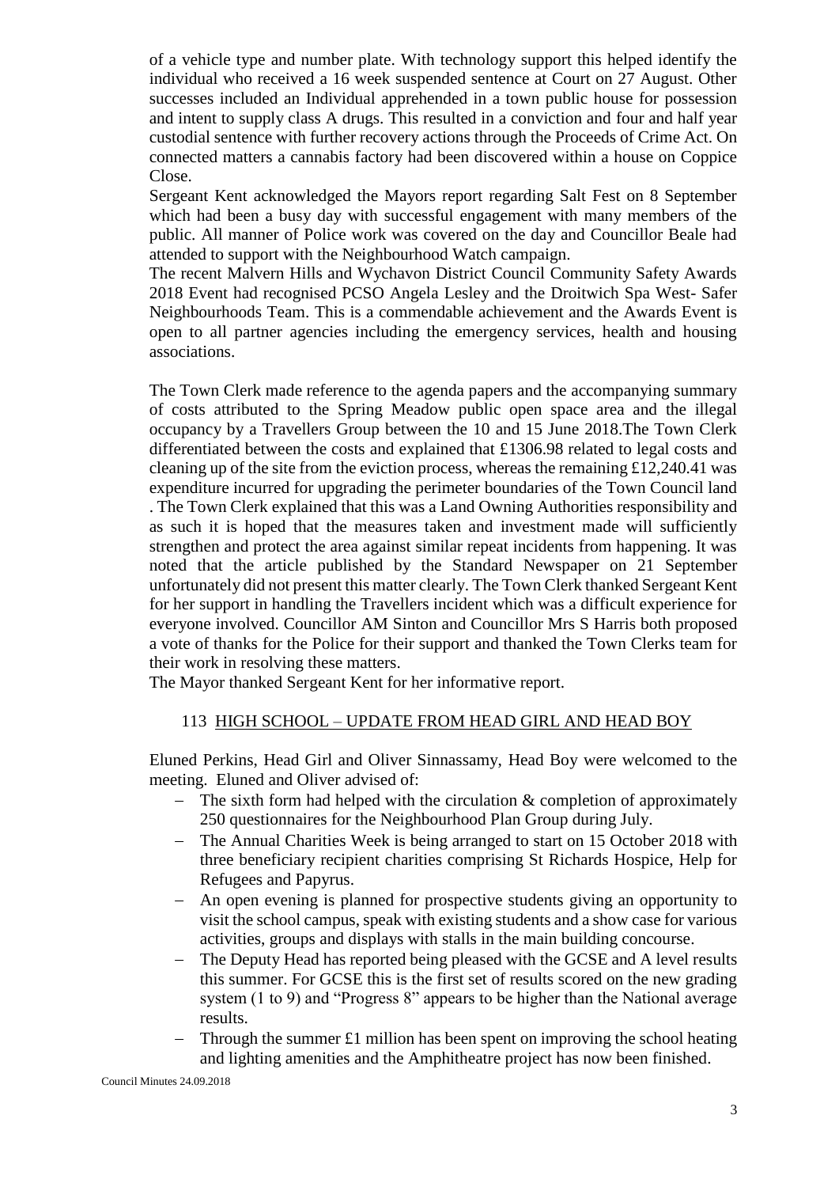of a vehicle type and number plate. With technology support this helped identify the individual who received a 16 week suspended sentence at Court on 27 August. Other successes included an Individual apprehended in a town public house for possession and intent to supply class A drugs. This resulted in a conviction and four and half year custodial sentence with further recovery actions through the Proceeds of Crime Act. On connected matters a cannabis factory had been discovered within a house on Coppice Close.

Sergeant Kent acknowledged the Mayors report regarding Salt Fest on 8 September which had been a busy day with successful engagement with many members of the public. All manner of Police work was covered on the day and Councillor Beale had attended to support with the Neighbourhood Watch campaign.

The recent Malvern Hills and Wychavon District Council Community Safety Awards 2018 Event had recognised PCSO Angela Lesley and the Droitwich Spa West- Safer Neighbourhoods Team. This is a commendable achievement and the Awards Event is open to all partner agencies including the emergency services, health and housing associations.

The Town Clerk made reference to the agenda papers and the accompanying summary of costs attributed to the Spring Meadow public open space area and the illegal occupancy by a Travellers Group between the 10 and 15 June 2018.The Town Clerk differentiated between the costs and explained that £1306.98 related to legal costs and cleaning up of the site from the eviction process, whereas the remaining £12,240.41 was expenditure incurred for upgrading the perimeter boundaries of the Town Council land . The Town Clerk explained that this was a Land Owning Authorities responsibility and as such it is hoped that the measures taken and investment made will sufficiently strengthen and protect the area against similar repeat incidents from happening. It was noted that the article published by the Standard Newspaper on 21 September unfortunately did not present this matter clearly. The Town Clerk thanked Sergeant Kent for her support in handling the Travellers incident which was a difficult experience for everyone involved. Councillor AM Sinton and Councillor Mrs S Harris both proposed a vote of thanks for the Police for their support and thanked the Town Clerks team for their work in resolving these matters.

The Mayor thanked Sergeant Kent for her informative report.

## 113 HIGH SCHOOL – UPDATE FROM HEAD GIRL AND HEAD BOY

Eluned Perkins, Head Girl and Oliver Sinnassamy, Head Boy were welcomed to the meeting. Eluned and Oliver advised of:

- The sixth form had helped with the circulation & completion of approximately 250 questionnaires for the Neighbourhood Plan Group during July.
- The Annual Charities Week is being arranged to start on 15 October 2018 with three beneficiary recipient charities comprising St Richards Hospice, Help for Refugees and Papyrus.
- An open evening is planned for prospective students giving an opportunity to visit the school campus, speak with existing students and a show case for various activities, groups and displays with stalls in the main building concourse.
- The Deputy Head has reported being pleased with the GCSE and A level results this summer. For GCSE this is the first set of results scored on the new grading system (1 to 9) and "Progress 8" appears to be higher than the National average results.
- Through the summer £1 million has been spent on improving the school heating and lighting amenities and the Amphitheatre project has now been finished.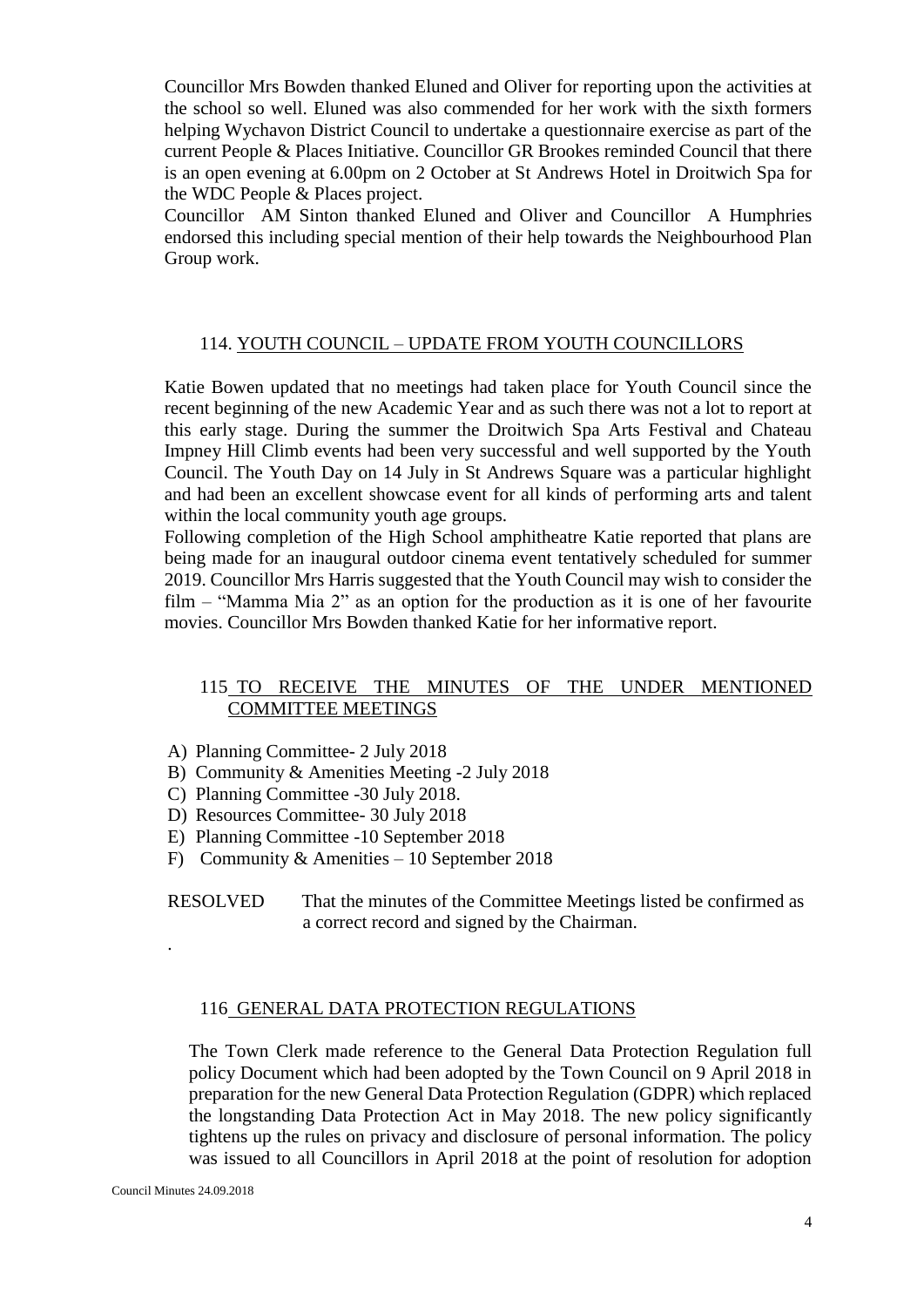Councillor Mrs Bowden thanked Eluned and Oliver for reporting upon the activities at the school so well. Eluned was also commended for her work with the sixth formers helping Wychavon District Council to undertake a questionnaire exercise as part of the current People & Places Initiative. Councillor GR Brookes reminded Council that there is an open evening at 6.00pm on 2 October at St Andrews Hotel in Droitwich Spa for the WDC People & Places project.

Councillor AM Sinton thanked Eluned and Oliver and Councillor A Humphries endorsed this including special mention of their help towards the Neighbourhood Plan Group work.

## 114. YOUTH COUNCIL – UPDATE FROM YOUTH COUNCILLORS

Katie Bowen updated that no meetings had taken place for Youth Council since the recent beginning of the new Academic Year and as such there was not a lot to report at this early stage. During the summer the Droitwich Spa Arts Festival and Chateau Impney Hill Climb events had been very successful and well supported by the Youth Council. The Youth Day on 14 July in St Andrews Square was a particular highlight and had been an excellent showcase event for all kinds of performing arts and talent within the local community youth age groups.

Following completion of the High School amphitheatre Katie reported that plans are being made for an inaugural outdoor cinema event tentatively scheduled for summer 2019. Councillor Mrs Harris suggested that the Youth Council may wish to consider the film – "Mamma Mia 2" as an option for the production as it is one of her favourite movies. Councillor Mrs Bowden thanked Katie for her informative report.

## 115 TO RECEIVE THE MINUTES OF THE UNDER MENTIONED COMMITTEE MEETINGS

A) Planning Committee- 2 July 2018
B) Community & Amenities Meeting -2 July 2018
C) Planning Committee -30 July 2018.
D) Resources Committee- 30 July 2018
E) Planning Committee -10 September 2018
F) Community & Amenities – 10 September 2018

RESOLVED That the minutes of the Committee Meetings listed be confirmed as a correct record and signed by the Chairman.

.

## 116 GENERAL DATA PROTECTION REGULATIONS

The Town Clerk made reference to the General Data Protection Regulation full policy Document which had been adopted by the Town Council on 9 April 2018 in preparation for the new General Data Protection Regulation (GDPR) which replaced the longstanding Data Protection Act in May 2018. The new policy significantly tightens up the rules on privacy and disclosure of personal information. The policy was issued to all Councillors in April 2018 at the point of resolution for adoption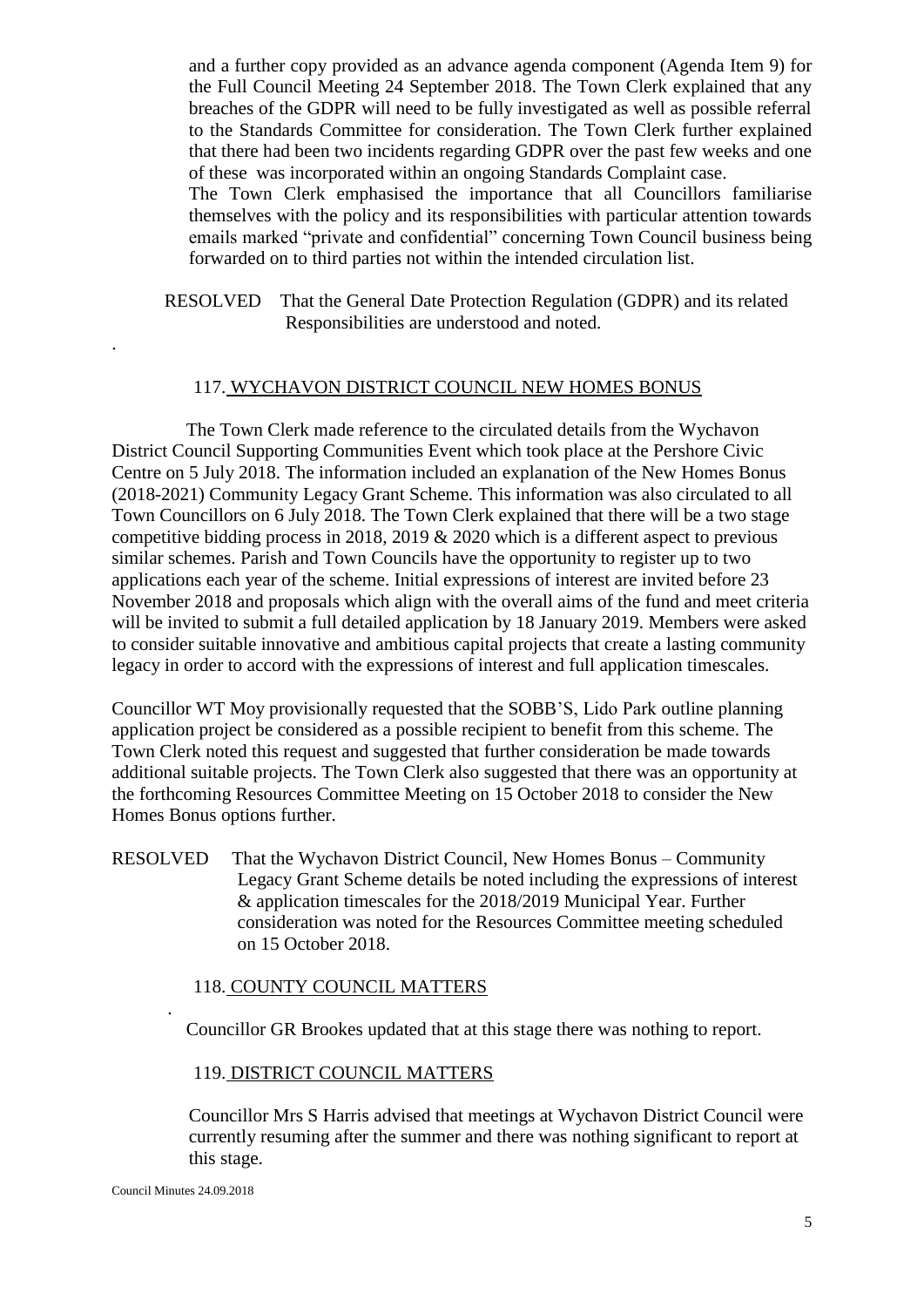and a further copy provided as an advance agenda component (Agenda Item 9) for the Full Council Meeting 24 September 2018. The Town Clerk explained that any breaches of the GDPR will need to be fully investigated as well as possible referral to the Standards Committee for consideration. The Town Clerk further explained that there had been two incidents regarding GDPR over the past few weeks and one of these was incorporated within an ongoing Standards Complaint case.

The Town Clerk emphasised the importance that all Councillors familiarise themselves with the policy and its responsibilities with particular attention towards emails marked "private and confidential" concerning Town Council business being forwarded on to third parties not within the intended circulation list.

RESOLVED That the General Date Protection Regulation (GDPR) and its related Responsibilities are understood and noted.

.

## 117. WYCHAVON DISTRICT COUNCIL NEW HOMES BONUS

The Town Clerk made reference to the circulated details from the Wychavon District Council Supporting Communities Event which took place at the Pershore Civic Centre on 5 July 2018. The information included an explanation of the New Homes Bonus (2018-2021) Community Legacy Grant Scheme. This information was also circulated to all Town Councillors on 6 July 2018. The Town Clerk explained that there will be a two stage competitive bidding process in 2018, 2019 & 2020 which is a different aspect to previous similar schemes. Parish and Town Councils have the opportunity to register up to two applications each year of the scheme. Initial expressions of interest are invited before 23 November 2018 and proposals which align with the overall aims of the fund and meet criteria will be invited to submit a full detailed application by 18 January 2019. Members were asked to consider suitable innovative and ambitious capital projects that create a lasting community legacy in order to accord with the expressions of interest and full application timescales.

Councillor WT Moy provisionally requested that the SOBB'S, Lido Park outline planning application project be considered as a possible recipient to benefit from this scheme. The Town Clerk noted this request and suggested that further consideration be made towards additional suitable projects. The Town Clerk also suggested that there was an opportunity at the forthcoming Resources Committee Meeting on 15 October 2018 to consider the New Homes Bonus options further.

RESOLVED That the Wychavon District Council, New Homes Bonus – Community Legacy Grant Scheme details be noted including the expressions of interest & application timescales for the 2018/2019 Municipal Year. Further consideration was noted for the Resources Committee meeting scheduled on 15 October 2018.

## 118. COUNTY COUNCIL MATTERS

.

Councillor GR Brookes updated that at this stage there was nothing to report.

## 119. DISTRICT COUNCIL MATTERS

Councillor Mrs S Harris advised that meetings at Wychavon District Council were currently resuming after the summer and there was nothing significant to report at this stage.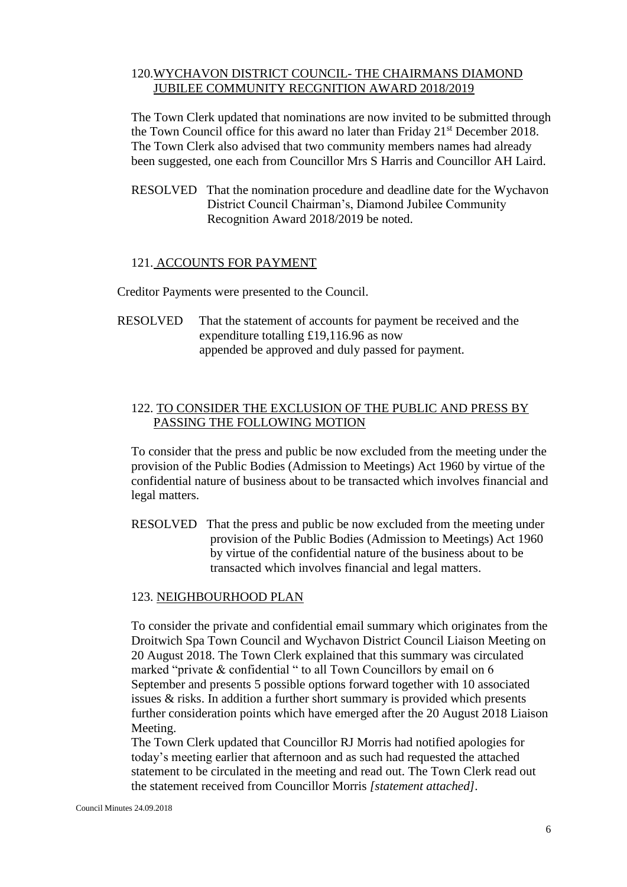## 120. WYCHAVON DISTRICT COUNCIL- THE CHAIRMANS DIAMOND JUBILEE COMMUNITY RECGNITION AWARD 2018/2019

The Town Clerk updated that nominations are now invited to be submitted through the Town Council office for this award no later than Friday 21st December 2018. The Town Clerk also advised that two community members names had already been suggested, one each from Councillor Mrs S Harris and Councillor AH Laird.

RESOLVED That the nomination procedure and deadline date for the Wychavon District Council Chairman's, Diamond Jubilee Community Recognition Award 2018/2019 be noted.

## 121. ACCOUNTS FOR PAYMENT

Creditor Payments were presented to the Council.

RESOLVED That the statement of accounts for payment be received and the expenditure totalling £19,116.96 as now appended be approved and duly passed for payment.

## 122. TO CONSIDER THE EXCLUSION OF THE PUBLIC AND PRESS BY PASSING THE FOLLOWING MOTION

To consider that the press and public be now excluded from the meeting under the provision of the Public Bodies (Admission to Meetings) Act 1960 by virtue of the confidential nature of business about to be transacted which involves financial and legal matters.

RESOLVED That the press and public be now excluded from the meeting under provision of the Public Bodies (Admission to Meetings) Act 1960 by virtue of the confidential nature of the business about to be transacted which involves financial and legal matters.

## 123. NEIGHBOURHOOD PLAN

To consider the private and confidential email summary which originates from the Droitwich Spa Town Council and Wychavon District Council Liaison Meeting on 20 August 2018. The Town Clerk explained that this summary was circulated marked "private & confidential " to all Town Councillors by email on 6 September and presents 5 possible options forward together with 10 associated issues & risks. In addition a further short summary is provided which presents further consideration points which have emerged after the 20 August 2018 Liaison Meeting.

The Town Clerk updated that Councillor RJ Morris had notified apologies for today's meeting earlier that afternoon and as such had requested the attached statement to be circulated in the meeting and read out. The Town Clerk read out the statement received from Councillor Morris *[statement attached]*.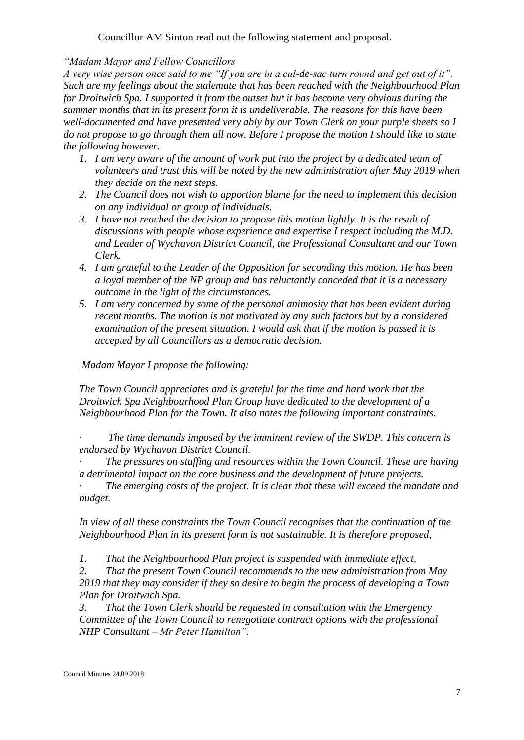Councillor AM Sinton read out the following statement and proposal.

*"Madam Mayor and Fellow Councillors*
*A very wise person once said to me "If you are in a cul-de-sac turn round and get out of it". Such are my feelings about the stalemate that has been reached with the Neighbourhood Plan for Droitwich Spa. I supported it from the outset but it has become very obvious during the summer months that in its present form it is undeliverable. The reasons for this have been well-documented and have presented very ably by our Town Clerk on your purple sheets so I do not propose to go through them all now. Before I propose the motion I should like to state the following however.*

1. *I am very aware of the amount of work put into the project by a dedicated team of volunteers and trust this will be noted by the new administration after May 2019 when they decide on the next steps.*
2. *The Council does not wish to apportion blame for the need to implement this decision on any individual or group of individuals.*
3. *I have not reached the decision to propose this motion lightly. It is the result of discussions with people whose experience and expertise I respect including the M.D. and Leader of Wychavon District Council, the Professional Consultant and our Town Clerk.*
4. *I am grateful to the Leader of the Opposition for seconding this motion. He has been a loyal member of the NP group and has reluctantly conceded that it is a necessary outcome in the light of the circumstances.*
5. *I am very concerned by some of the personal animosity that has been evident during recent months. The motion is not motivated by any such factors but by a considered examination of the present situation. I would ask that if the motion is passed it is accepted by all Councillors as a democratic decision.*

*Madam Mayor I propose the following:*

*The Town Council appreciates and is grateful for the time and hard work that the Droitwich Spa Neighbourhood Plan Group have dedicated to the development of a Neighbourhood Plan for the Town. It also notes the following important constraints.*

- *The time demands imposed by the imminent review of the SWDP. This concern is endorsed by Wychavon District Council.*
- *The pressures on staffing and resources within the Town Council. These are having a detrimental impact on the core business and the development of future projects.*
- *The emerging costs of the project. It is clear that these will exceed the mandate and budget.*

*In view of all these constraints the Town Council recognises that the continuation of the Neighbourhood Plan in its present form is not sustainable. It is therefore proposed,*

1. *That the Neighbourhood Plan project is suspended with immediate effect,*
2. *That the present Town Council recommends to the new administration from May 2019 that they may consider if they so desire to begin the process of developing a Town Plan for Droitwich Spa.*
3. *That the Town Clerk should be requested in consultation with the Emergency Committee of the Town Council to renegotiate contract options with the professional NHP Consultant – Mr Peter Hamilton".*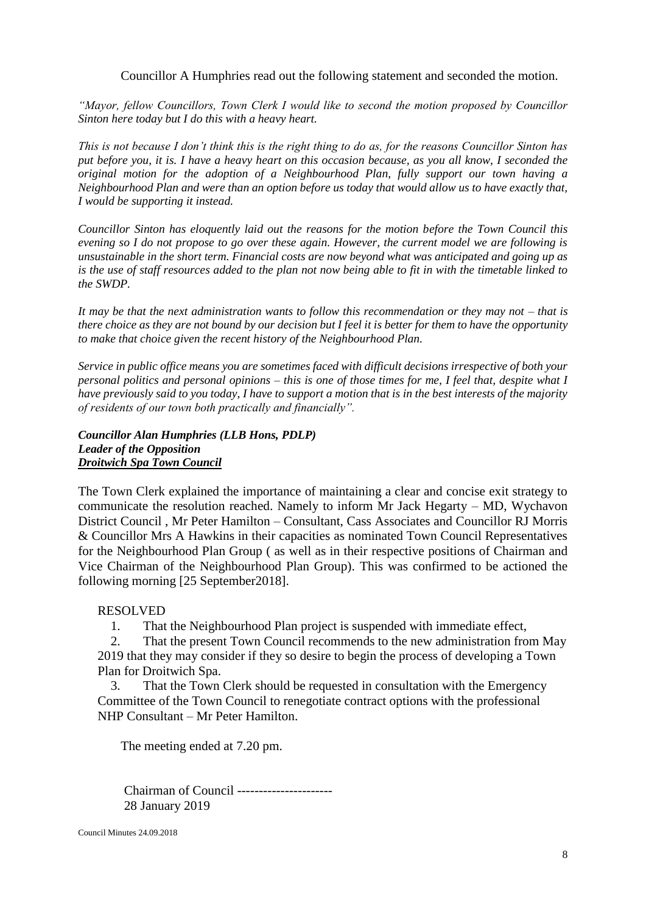Councillor A Humphries read out the following statement and seconded the motion.

*"Mayor, fellow Councillors, Town Clerk I would like to second the motion proposed by Councillor Sinton here today but I do this with a heavy heart.*

*This is not because I don't think this is the right thing to do as, for the reasons Councillor Sinton has put before you, it is. I have a heavy heart on this occasion because, as you all know, I seconded the original motion for the adoption of a Neighbourhood Plan, fully support our town having a Neighbourhood Plan and were than an option before us today that would allow us to have exactly that, I would be supporting it instead.*

*Councillor Sinton has eloquently laid out the reasons for the motion before the Town Council this evening so I do not propose to go over these again. However, the current model we are following is unsustainable in the short term. Financial costs are now beyond what was anticipated and going up as is the use of staff resources added to the plan not now being able to fit in with the timetable linked to the SWDP.*

*It may be that the next administration wants to follow this recommendation or they may not – that is there choice as they are not bound by our decision but I feel it is better for them to have the opportunity to make that choice given the recent history of the Neighbourhood Plan.*

*Service in public office means you are sometimes faced with difficult decisions irrespective of both your personal politics and personal opinions – this is one of those times for me, I feel that, despite what I have previously said to you today, I have to support a motion that is in the best interests of the majority of residents of our town both practically and financially".*

***Councillor Alan Humphries (LLB Hons, PDLP)***
***Leader of the Opposition***
***Droitwich Spa Town Council***

The Town Clerk explained the importance of maintaining a clear and concise exit strategy to communicate the resolution reached. Namely to inform Mr Jack Hegarty – MD, Wychavon District Council , Mr Peter Hamilton – Consultant, Cass Associates and Councillor RJ Morris & Councillor Mrs A Hawkins in their capacities as nominated Town Council Representatives for the Neighbourhood Plan Group ( as well as in their respective positions of Chairman and Vice Chairman of the Neighbourhood Plan Group). This was confirmed to be actioned the following morning [25 September2018].

RESOLVED

1. That the Neighbourhood Plan project is suspended with immediate effect,
2. That the present Town Council recommends to the new administration from May 2019 that they may consider if they so desire to begin the process of developing a Town Plan for Droitwich Spa.
3. That the Town Clerk should be requested in consultation with the Emergency Committee of the Town Council to renegotiate contract options with the professional NHP Consultant – Mr Peter Hamilton.

The meeting ended at 7.20 pm.

Chairman of Council ----------------------
28 January 2019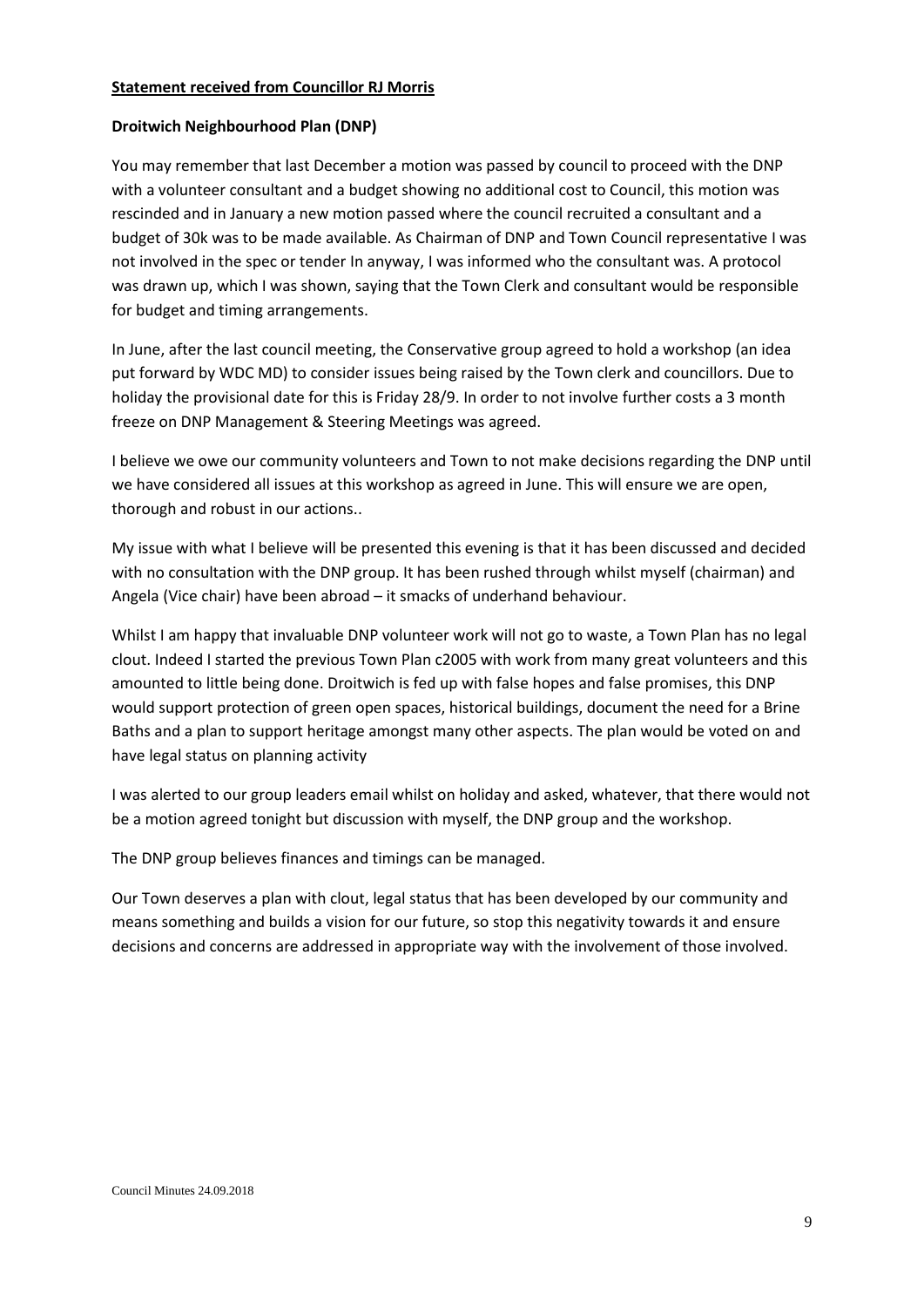**Statement received from Councillor RJ Morris**

**Droitwich Neighbourhood Plan (DNP)**

You may remember that last December a motion was passed by council to proceed with the DNP with a volunteer consultant and a budget showing no additional cost to Council, this motion was rescinded and in January a new motion passed where the council recruited a consultant and a budget of 30k was to be made available. As Chairman of DNP and Town Council representative I was not involved in the spec or tender In anyway, I was informed who the consultant was. A protocol was drawn up, which I was shown, saying that the Town Clerk and consultant would be responsible for budget and timing arrangements.

In June, after the last council meeting, the Conservative group agreed to hold a workshop (an idea put forward by WDC MD) to consider issues being raised by the Town clerk and councillors. Due to holiday the provisional date for this is Friday 28/9. In order to not involve further costs a 3 month freeze on DNP Management & Steering Meetings was agreed.

I believe we owe our community volunteers and Town to not make decisions regarding the DNP until we have considered all issues at this workshop as agreed in June. This will ensure we are open, thorough and robust in our actions..

My issue with what I believe will be presented this evening is that it has been discussed and decided with no consultation with the DNP group. It has been rushed through whilst myself (chairman) and Angela (Vice chair) have been abroad – it smacks of underhand behaviour.

Whilst I am happy that invaluable DNP volunteer work will not go to waste, a Town Plan has no legal clout. Indeed I started the previous Town Plan c2005 with work from many great volunteers and this amounted to little being done. Droitwich is fed up with false hopes and false promises, this DNP would support protection of green open spaces, historical buildings, document the need for a Brine Baths and a plan to support heritage amongst many other aspects. The plan would be voted on and have legal status on planning activity

I was alerted to our group leaders email whilst on holiday and asked, whatever, that there would not be a motion agreed tonight but discussion with myself, the DNP group and the workshop.

The DNP group believes finances and timings can be managed.

Our Town deserves a plan with clout, legal status that has been developed by our community and means something and builds a vision for our future, so stop this negativity towards it and ensure decisions and concerns are addressed in appropriate way with the involvement of those involved.